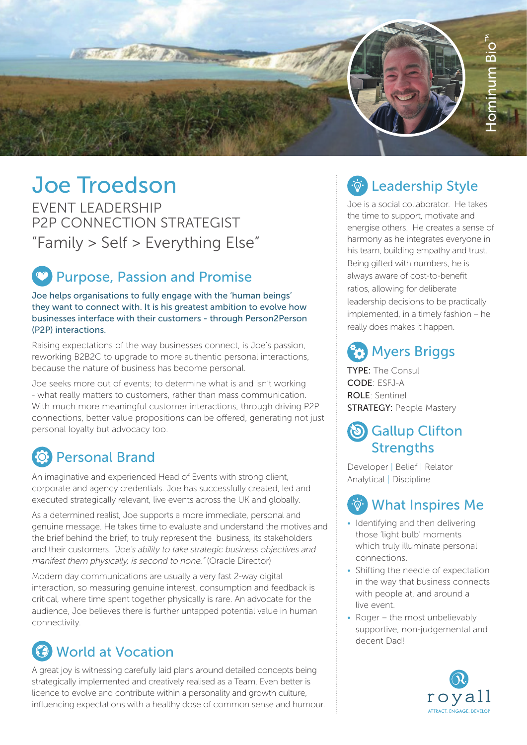Hominum Bio™

# Joe Troedson

EVENT LEADERSHIP
P2P CONNECTION STRATEGIST
"Family > Self > Everything Else"

## Purpose, Passion and Promise

Joe helps organisations to fully engage with the 'human beings' they want to connect with. It is his greatest ambition to evolve how businesses interface with their customers - through Person2Person (P2P) interactions.

Raising expectations of the way businesses connect, is Joe's passion, reworking B2B2C to upgrade to more authentic personal interactions, because the nature of business has become personal.

Joe seeks more out of events; to determine what is and isn't working - what really matters to customers, rather than mass communication. With much more meaningful customer interactions, through driving P2P connections, better value propositions can be offered, generating not just personal loyalty but advocacy too.

## Personal Brand

An imaginative and experienced Head of Events with strong client, corporate and agency credentials. Joe has successfully created, led and executed strategically relevant, live events across the UK and globally.

As a determined realist, Joe supports a more immediate, personal and genuine message. He takes time to evaluate and understand the motives and the brief behind the brief; to truly represent the business, its stakeholders and their customers. *"Joe's ability to take strategic business objectives and manifest them physically, is second to none."* (Oracle Director)

Modern day communications are usually a very fast 2-way digital interaction, so measuring genuine interest, consumption and feedback is critical, where time spent together physically is rare. An advocate for the audience, Joe believes there is further untapped potential value in human connectivity.

## World at Vocation

A great joy is witnessing carefully laid plans around detailed concepts being strategically implemented and creatively realised as a Team. Even better is licence to evolve and contribute within a personality and growth culture, influencing expectations with a healthy dose of common sense and humour.

## Leadership Style

Joe is a social collaborator. He takes the time to support, motivate and energise others. He creates a sense of harmony as he integrates everyone in his team, building empathy and trust. Being gifted with numbers, he is always aware of cost-to-benefit ratios, allowing for deliberate leadership decisions to be practically implemented, in a timely fashion – he really does makes it happen.

## Myers Briggs

**TYPE:** The Consul
**CODE**: ESFJ-A
**ROLE**: Sentinel
**STRATEGY:** People Mastery

## Gallup Clifton Strengths

Developer | Belief | Relator
Analytical | Discipline

## What Inspires Me

- Identifying and then delivering those 'light bulb' moments which truly illuminate personal connections.
- Shifting the needle of expectation in the way that business connects with people at, and around a live event.
- Roger – the most unbelievably supportive, non-judgemental and decent Dad!

royall
ATTRACT. ENGAGE. DEVELOP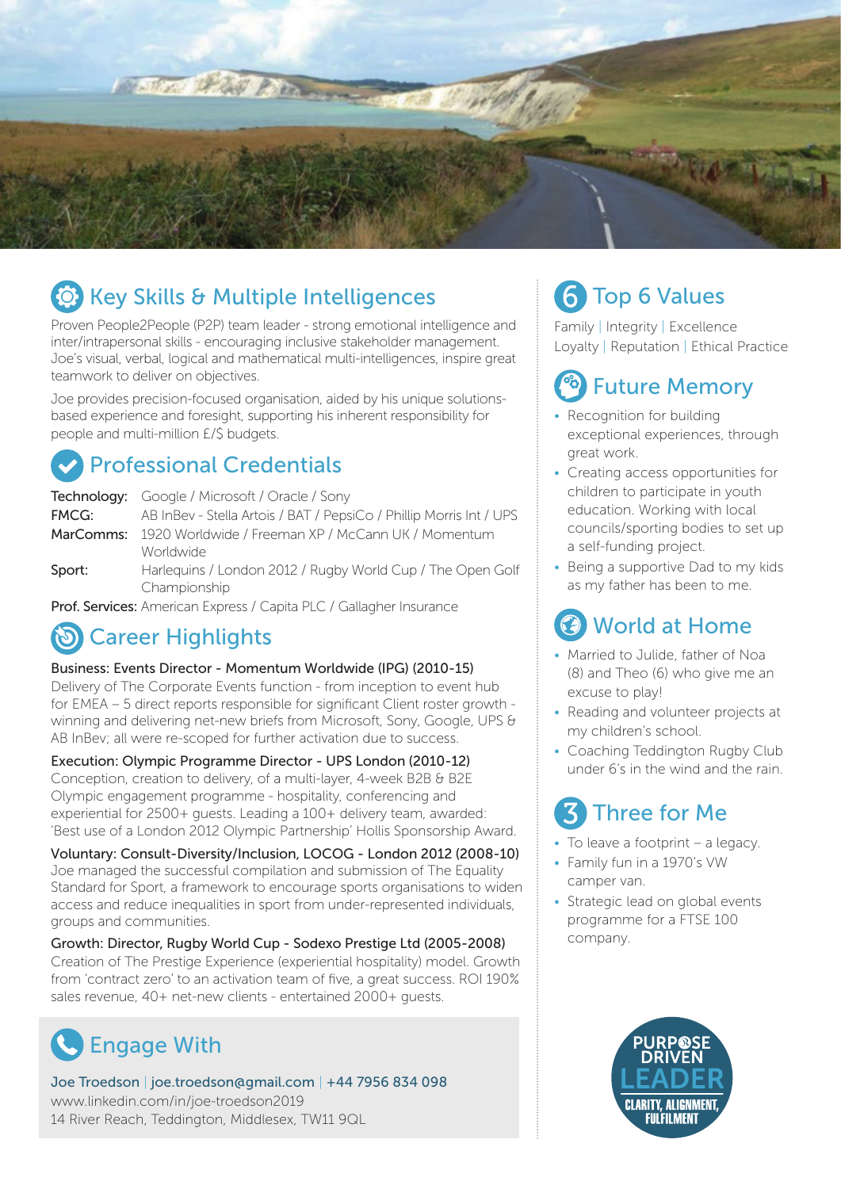## Key Skills & Multiple Intelligences

Proven People2People (P2P) team leader - strong emotional intelligence and inter/intrapersonal skills - encouraging inclusive stakeholder management. Joe's visual, verbal, logical and mathematical multi-intelligences, inspire great teamwork to deliver on objectives.

Joe provides precision-focused organisation, aided by his unique solutions-based experience and foresight, supporting his inherent responsibility for people and multi-million £/$ budgets.

## Professional Credentials

**Technology:** Google / Microsoft / Oracle / Sony
**FMCG:** AB InBev - Stella Artois / BAT / PepsiCo / Phillip Morris Int / UPS
**MarComms:** 1920 Worldwide / Freeman XP / McCann UK / Momentum Worldwide
**Sport:** Harlequins / London 2012 / Rugby World Cup / The Open Golf Championship
**Prof. Services:** American Express / Capita PLC / Gallagher Insurance

## Career Highlights

**Business: Events Director - Momentum Worldwide (IPG) (2010-15)**
Delivery of The Corporate Events function - from inception to event hub for EMEA – 5 direct reports responsible for significant Client roster growth - winning and delivering net-new briefs from Microsoft, Sony, Google, UPS & AB InBev; all were re-scoped for further activation due to success.

**Execution: Olympic Programme Director - UPS London (2010-12)**
Conception, creation to delivery, of a multi-layer, 4-week B2B & B2E Olympic engagement programme - hospitality, conferencing and experiential for 2500+ guests. Leading a 100+ delivery team, awarded: 'Best use of a London 2012 Olympic Partnership' Hollis Sponsorship Award.

**Voluntary: Consult-Diversity/Inclusion, LOCOG - London 2012 (2008-10)**
Joe managed the successful compilation and submission of The Equality Standard for Sport, a framework to encourage sports organisations to widen access and reduce inequalities in sport from under-represented individuals, groups and communities.

**Growth: Director, Rugby World Cup - Sodexo Prestige Ltd (2005-2008)**
Creation of The Prestige Experience (experiential hospitality) model. Growth from 'contract zero' to an activation team of five, a great success. ROI 190% sales revenue, 40+ net-new clients - entertained 2000+ guests.

## Engage With

Joe Troedson | joe.troedson@gmail.com | +44 7956 834 098
www.linkedin.com/in/joe-troedson2019
14 River Reach, Teddington, Middlesex, TW11 9QL

## Top 6 Values

Family | Integrity | Excellence
Loyalty | Reputation | Ethical Practice

## Future Memory

- Recognition for building exceptional experiences, through great work.
- Creating access opportunities for children to participate in youth education. Working with local councils/sporting bodies to set up a self-funding project.
- Being a supportive Dad to my kids as my father has been to me.

## World at Home

- Married to Julide, father of Noa (8) and Theo (6) who give me an excuse to play!
- Reading and volunteer projects at my children's school.
- Coaching Teddington Rugby Club under 6's in the wind and the rain.

## Three for Me

- To leave a footprint – a legacy.
- Family fun in a 1970's VW camper van.
- Strategic lead on global events programme for a FTSE 100 company.

PURPOSE DRIVEN LEADER
CLARITY, ALIGNMENT, FULFILMENT